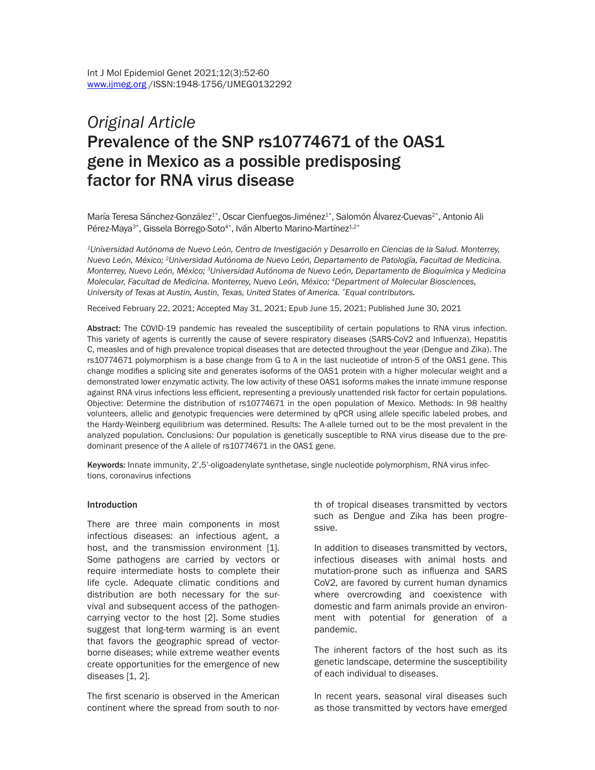*Original Article*

# Prevalence of the SNP rs10774671 of the OAS1 gene in Mexico as a possible predisposing factor for RNA virus disease

María Teresa Sánchez-González[1*], Oscar Cienfuegos-Jiménez[1*], Salomón Álvarez-Cuevas[2*], Antonio Ali Pérez-Maya[3*], Gissela Borrego-Soto[4*], Iván Alberto Marino-Martínez[1,2*]

*[1]Universidad Autónoma de Nuevo León, Centro de Investigación y Desarrollo en Ciencias de la Salud. Monterrey, Nuevo León, México; [2]Universidad Autónoma de Nuevo León, Departamento de Patología, Facultad de Medicina. Monterrey, Nuevo León, México; [3]Universidad Autónoma de Nuevo León, Departamento de Bioquímica y Medicina Molecular, Facultad de Medicina. Monterrey, Nuevo León, México; [4]Department of Molecular Biosciences, University of Texas at Austin, Austin, Texas, United States of America. [*]Equal contributors.*

Received February 22, 2021; Accepted May 31, 2021; Epub June 15, 2021; Published June 30, 2021

**Abstract:** The COVID-19 pandemic has revealed the susceptibility of certain populations to RNA virus infection. This variety of agents is currently the cause of severe respiratory diseases (SARS-CoV2 and Influenza), Hepatitis C, measles and of high prevalence tropical diseases that are detected throughout the year (Dengue and Zika). The rs10774671 polymorphism is a base change from G to A in the last nucleotide of intron-5 of the OAS1 gene. This change modifies a splicing site and generates isoforms of the OAS1 protein with a higher molecular weight and a demonstrated lower enzymatic activity. The low activity of these OAS1 isoforms makes the innate immune response against RNA virus infections less efficient, representing a previously unattended risk factor for certain populations. Objective: Determine the distribution of rs10774671 in the open population of Mexico. Methods: In 98 healthy volunteers, allelic and genotypic frequencies were determined by qPCR using allele specific labeled probes, and the Hardy-Weinberg equilibrium was determined. Results: The A-allele turned out to be the most prevalent in the analyzed population. Conclusions: Our population is genetically susceptible to RNA virus disease due to the predominant presence of the A allele of rs10774671 in the OAS1 gene.

**Keywords:** Innate immunity, 2',5'-oligoadenylate synthetase, single nucleotide polymorphism, RNA virus infections, coronavirus infections

## Introduction

There are three main components in most infectious diseases: an infectious agent, a host, and the transmission environment [1]. Some pathogens are carried by vectors or require intermediate hosts to complete their life cycle. Adequate climatic conditions and distribution are both necessary for the survival and subsequent access of the pathogen-carrying vector to the host [2]. Some studies suggest that long-term warming is an event that favors the geographic spread of vector-borne diseases; while extreme weather events create opportunities for the emergence of new diseases [1, 2].

The first scenario is observed in the American continent where the spread from south to north of tropical diseases transmitted by vectors such as Dengue and Zika has been progressive.

In addition to diseases transmitted by vectors, infectious diseases with animal hosts and mutation-prone such as influenza and SARS CoV2, are favored by current human dynamics where overcrowding and coexistence with domestic and farm animals provide an environment with potential for generation of a pandemic.

The inherent factors of the host such as its genetic landscape, determine the susceptibility of each individual to diseases.

In recent years, seasonal viral diseases such as those transmitted by vectors have emerged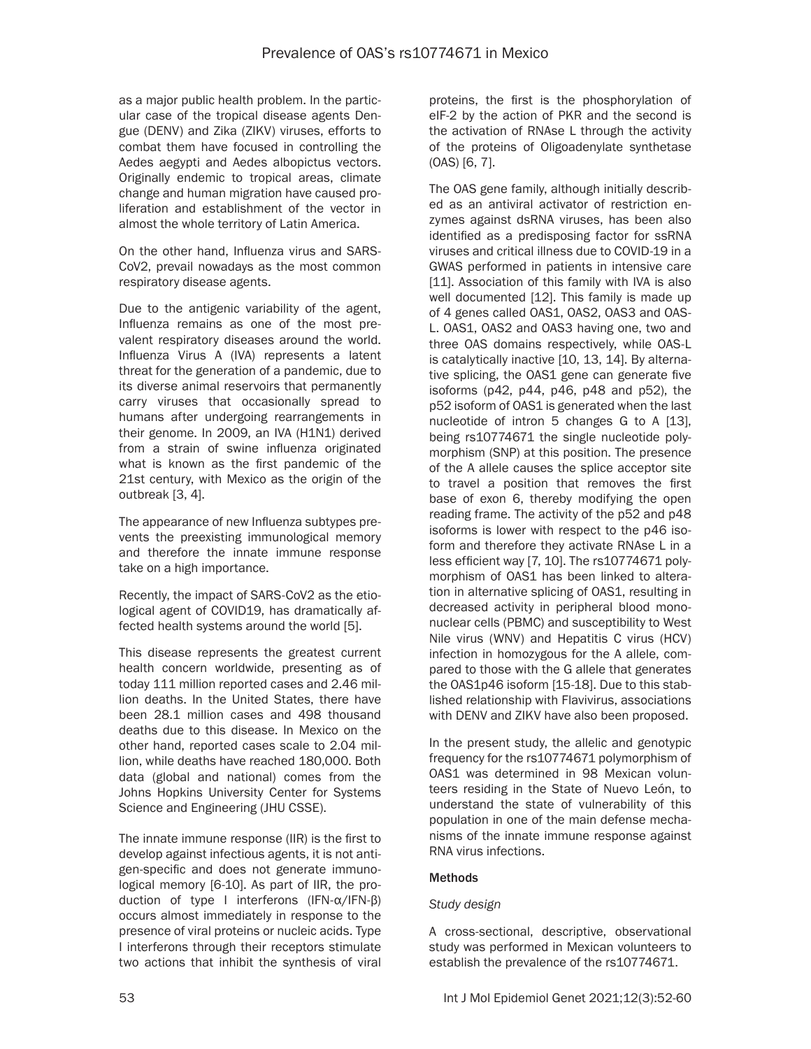as a major public health problem. In the particular case of the tropical disease agents Dengue (DENV) and Zika (ZIKV) viruses, efforts to combat them have focused in controlling the Aedes aegypti and Aedes albopictus vectors. Originally endemic to tropical areas, climate change and human migration have caused proliferation and establishment of the vector in almost the whole territory of Latin America.

On the other hand, Influenza virus and SARS-CoV2, prevail nowadays as the most common respiratory disease agents.

Due to the antigenic variability of the agent, Influenza remains as one of the most prevalent respiratory diseases around the world. Influenza Virus A (IVA) represents a latent threat for the generation of a pandemic, due to its diverse animal reservoirs that permanently carry viruses that occasionally spread to humans after undergoing rearrangements in their genome. In 2009, an IVA (H1N1) derived from a strain of swine influenza originated what is known as the first pandemic of the 21st century, with Mexico as the origin of the outbreak [3, 4].

The appearance of new Influenza subtypes prevents the preexisting immunological memory and therefore the innate immune response take on a high importance.

Recently, the impact of SARS-CoV2 as the etiological agent of COVID19, has dramatically affected health systems around the world [5].

This disease represents the greatest current health concern worldwide, presenting as of today 111 million reported cases and 2.46 million deaths. In the United States, there have been 28.1 million cases and 498 thousand deaths due to this disease. In Mexico on the other hand, reported cases scale to 2.04 million, while deaths have reached 180,000. Both data (global and national) comes from the Johns Hopkins University Center for Systems Science and Engineering (JHU CSSE).

The innate immune response (IIR) is the first to develop against infectious agents, it is not antigen-specific and does not generate immunological memory [6-10]. As part of IIR, the production of type I interferons (IFN-α/IFN-β) occurs almost immediately in response to the presence of viral proteins or nucleic acids. Type I interferons through their receptors stimulate two actions that inhibit the synthesis of viral proteins, the first is the phosphorylation of eIF-2 by the action of PKR and the second is the activation of RNAse L through the activity of the proteins of Oligoadenylate synthetase (OAS) [6, 7].

The OAS gene family, although initially described as an antiviral activator of restriction enzymes against dsRNA viruses, has been also identified as a predisposing factor for ssRNA viruses and critical illness due to COVID-19 in a GWAS performed in patients in intensive care [11]. Association of this family with IVA is also well documented [12]. This family is made up of 4 genes called OAS1, OAS2, OAS3 and OAS-L. OAS1, OAS2 and OAS3 having one, two and three OAS domains respectively, while OAS-L is catalytically inactive [10, 13, 14]. By alternative splicing, the OAS1 gene can generate five isoforms (p42, p44, p46, p48 and p52), the p52 isoform of OAS1 is generated when the last nucleotide of intron 5 changes G to A [13], being rs10774671 the single nucleotide polymorphism (SNP) at this position. The presence of the A allele causes the splice acceptor site to travel a position that removes the first base of exon 6, thereby modifying the open reading frame. The activity of the p52 and p48 isoforms is lower with respect to the p46 isoform and therefore they activate RNAse L in a less efficient way [7, 10]. The rs10774671 polymorphism of OAS1 has been linked to alteration in alternative splicing of OAS1, resulting in decreased activity in peripheral blood mononuclear cells (PBMC) and susceptibility to West Nile virus (WNV) and Hepatitis C virus (HCV) infection in homozygous for the A allele, compared to those with the G allele that generates the OAS1p46 isoform [15-18]. Due to this stablished relationship with Flavivirus, associations with DENV and ZIKV have also been proposed.

In the present study, the allelic and genotypic frequency for the rs10774671 polymorphism of OAS1 was determined in 98 Mexican volunteers residing in the State of Nuevo León, to understand the state of vulnerability of this population in one of the main defense mechanisms of the innate immune response against RNA virus infections.

## Methods

### *Study design*

A cross-sectional, descriptive, observational study was performed in Mexican volunteers to establish the prevalence of the rs10774671.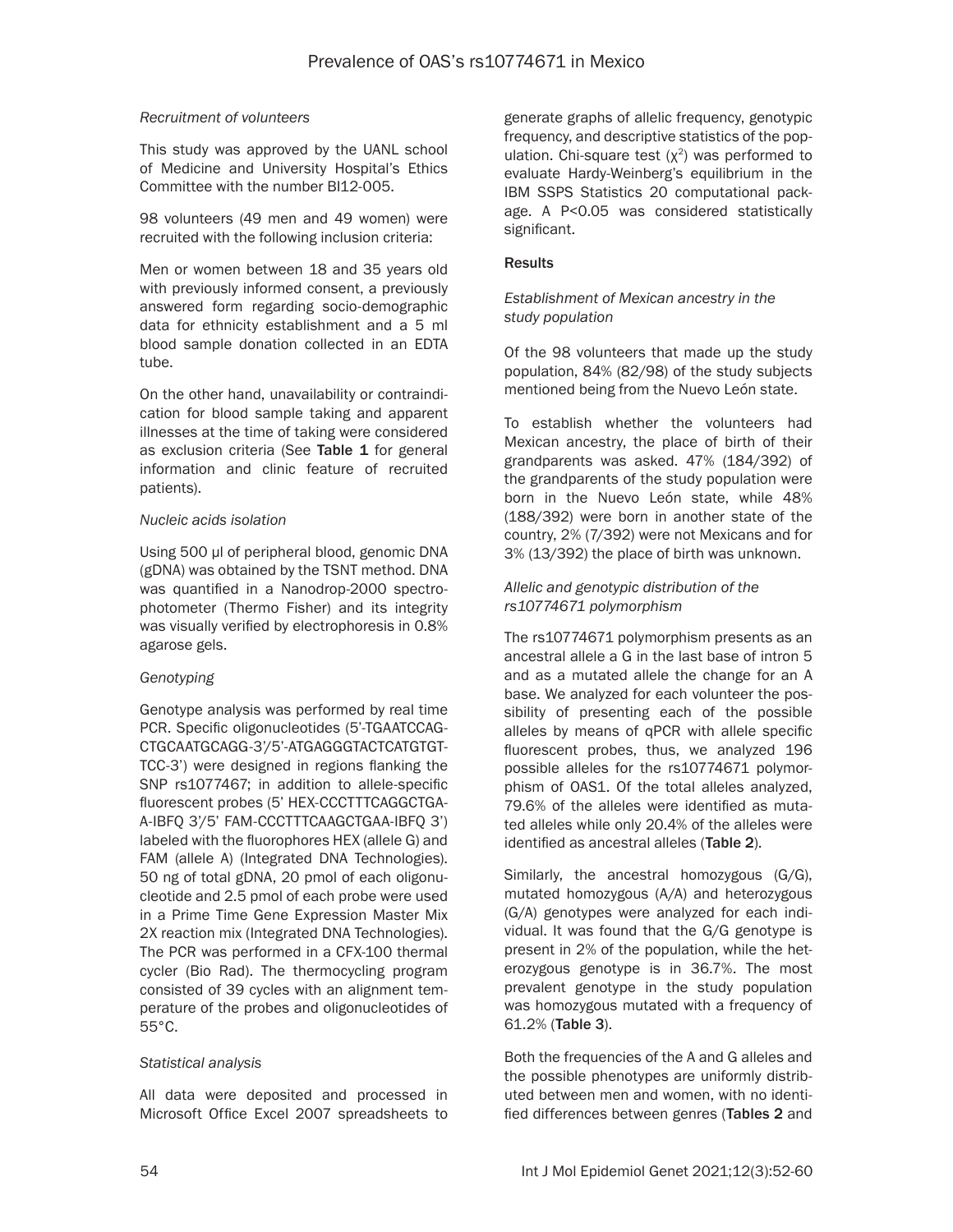*Recruitment of volunteers*

This study was approved by the UANL school of Medicine and University Hospital's Ethics Committee with the number BI12-005.

98 volunteers (49 men and 49 women) were recruited with the following inclusion criteria:

Men or women between 18 and 35 years old with previously informed consent, a previously answered form regarding socio-demographic data for ethnicity establishment and a 5 ml blood sample donation collected in an EDTA tube.

On the other hand, unavailability or contraindication for blood sample taking and apparent illnesses at the time of taking were considered as exclusion criteria (See **Table 1** for general information and clinic feature of recruited patients).

*Nucleic acids isolation*

Using 500 µl of peripheral blood, genomic DNA (gDNA) was obtained by the TSNT method. DNA was quantified in a Nanodrop-2000 spectrophotometer (Thermo Fisher) and its integrity was visually verified by electrophoresis in 0.8% agarose gels.

*Genotyping*

Genotype analysis was performed by real time PCR. Specific oligonucleotides (5'-TGAATCCAG-CTGCAATGCAGG-3'/5'-ATGAGGGTACTCATGTGT-TCC-3') were designed in regions flanking the SNP rs1077467; in addition to allele-specific fluorescent probes (5' HEX-CCCTTTCAGGCTGA-A-IBFQ 3'/5' FAM-CCCTTTCAAGCTGAA-IBFQ 3') labeled with the fluorophores HEX (allele G) and FAM (allele A) (Integrated DNA Technologies). 50 ng of total gDNA, 20 pmol of each oligonucleotide and 2.5 pmol of each probe were used in a Prime Time Gene Expression Master Mix 2X reaction mix (Integrated DNA Technologies). The PCR was performed in a CFX-100 thermal cycler (Bio Rad). The thermocycling program consisted of 39 cycles with an alignment temperature of the probes and oligonucleotides of 55°C.

*Statistical analysis*

All data were deposited and processed in Microsoft Office Excel 2007 spreadsheets to generate graphs of allelic frequency, genotypic frequency, and descriptive statistics of the population. Chi-square test ($\chi^2$) was performed to evaluate Hardy-Weinberg's equilibrium in the IBM SSPS Statistics 20 computational package. A $P<0.05$ was considered statistically significant.

## Results

*Establishment of Mexican ancestry in the study population*

Of the 98 volunteers that made up the study population, 84% (82/98) of the study subjects mentioned being from the Nuevo León state.

To establish whether the volunteers had Mexican ancestry, the place of birth of their grandparents was asked. 47% (184/392) of the grandparents of the study population were born in the Nuevo León state, while 48% (188/392) were born in another state of the country, 2% (7/392) were not Mexicans and for 3% (13/392) the place of birth was unknown.

*Allelic and genotypic distribution of the rs10774671 polymorphism*

The rs10774671 polymorphism presents as an ancestral allele a G in the last base of intron 5 and as a mutated allele the change for an A base. We analyzed for each volunteer the possibility of presenting each of the possible alleles by means of qPCR with allele specific fluorescent probes, thus, we analyzed 196 possible alleles for the rs10774671 polymorphism of OAS1. Of the total alleles analyzed, 79.6% of the alleles were identified as mutated alleles while only 20.4% of the alleles were identified as ancestral alleles (**Table 2**).

Similarly, the ancestral homozygous (G/G), mutated homozygous (A/A) and heterozygous (G/A) genotypes were analyzed for each individual. It was found that the G/G genotype is present in 2% of the population, while the heterozygous genotype is in 36.7%. The most prevalent genotype in the study population was homozygous mutated with a frequency of 61.2% (**Table 3**).

Both the frequencies of the A and G alleles and the possible phenotypes are uniformly distributed between men and women, with no identified differences between genres (**Tables 2** and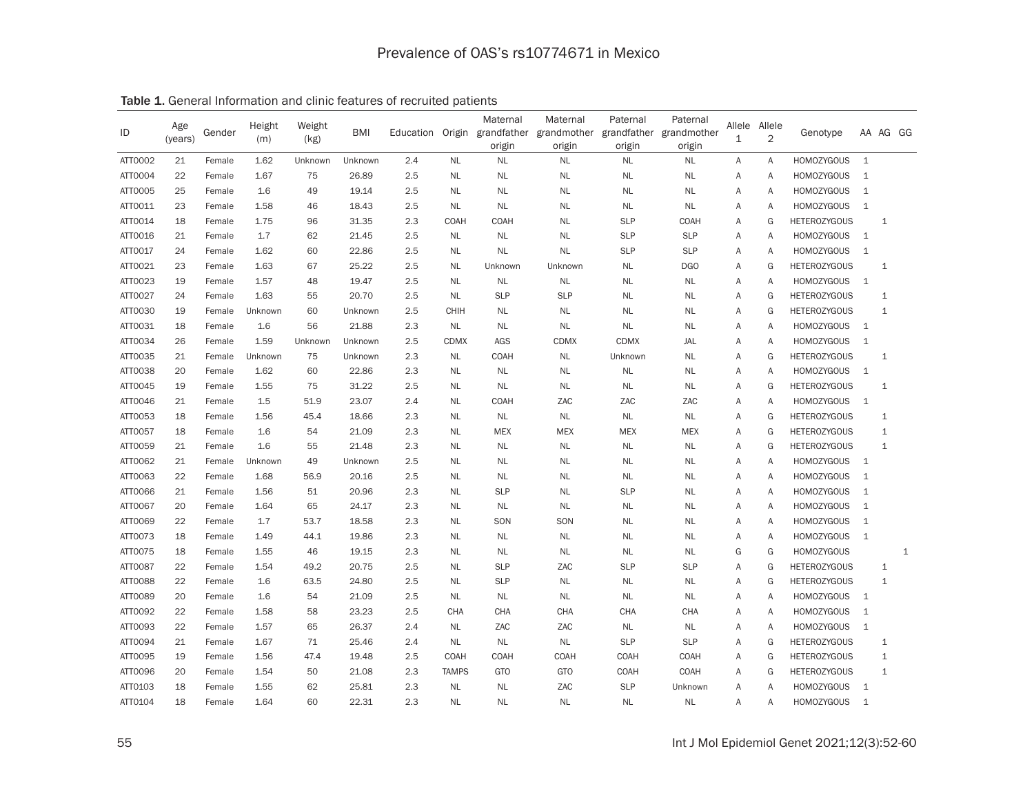**Table 1.** General Information and clinic features of recruited patients

| ID | Age (years) | Gender | Height (m) | Weight (kg) | BMI | Education | Origin | Maternal grandfather origin | Maternal grandmother origin | Paternal grandfather origin | Paternal grandmother origin | Allele 1 | Allele 2 | Genotype | AA | AG | GG |
|---|---|---|---|---|---|---|---|---|---|---|---|---|---|---|---|---|---|
| ATT0002 | 21 | Female | 1.62 | Unknown | Unknown | 2.4 | NL | NL | NL | NL | NL | A | A | HOMOZYGOUS | 1 | | |
| ATT0004 | 22 | Female | 1.67 | 75 | 26.89 | 2.5 | NL | NL | NL | NL | NL | A | A | HOMOZYGOUS | 1 | | |
| ATT0005 | 25 | Female | 1.6 | 49 | 19.14 | 2.5 | NL | NL | NL | NL | NL | A | A | HOMOZYGOUS | 1 | | |
| ATT0011 | 23 | Female | 1.58 | 46 | 18.43 | 2.5 | NL | NL | NL | NL | NL | A | A | HOMOZYGOUS | 1 | | |
| ATT0014 | 18 | Female | 1.75 | 96 | 31.35 | 2.3 | COAH | COAH | NL | SLP | COAH | A | G | HETEROZYGOUS | | 1 | |
| ATT0016 | 21 | Female | 1.7 | 62 | 21.45 | 2.5 | NL | NL | NL | SLP | SLP | A | A | HOMOZYGOUS | 1 | | |
| ATT0017 | 24 | Female | 1.62 | 60 | 22.86 | 2.5 | NL | NL | NL | SLP | SLP | A | A | HOMOZYGOUS | 1 | | |
| ATT0021 | 23 | Female | 1.63 | 67 | 25.22 | 2.5 | NL | Unknown | Unknown | NL | DGO | A | G | HETEROZYGOUS | | 1 | |
| ATT0023 | 19 | Female | 1.57 | 48 | 19.47 | 2.5 | NL | NL | NL | NL | NL | A | A | HOMOZYGOUS | 1 | | |
| ATT0027 | 24 | Female | 1.63 | 55 | 20.70 | 2.5 | NL | SLP | SLP | NL | NL | A | G | HETEROZYGOUS | | 1 | |
| ATT0030 | 19 | Female | Unknown | 60 | Unknown | 2.5 | CHIH | NL | NL | NL | NL | A | G | HETEROZYGOUS | | 1 | |
| ATT0031 | 18 | Female | 1.6 | 56 | 21.88 | 2.3 | NL | NL | NL | NL | NL | A | A | HOMOZYGOUS | 1 | | |
| ATT0034 | 26 | Female | 1.59 | Unknown | Unknown | 2.5 | CDMX | AGS | CDMX | CDMX | JAL | A | A | HOMOZYGOUS | 1 | | |
| ATT0035 | 21 | Female | Unknown | 75 | Unknown | 2.3 | NL | COAH | NL | Unknown | NL | A | G | HETEROZYGOUS | | 1 | |
| ATT0038 | 20 | Female | 1.62 | 60 | 22.86 | 2.3 | NL | NL | NL | NL | NL | A | A | HOMOZYGOUS | 1 | | |
| ATT0045 | 19 | Female | 1.55 | 75 | 31.22 | 2.5 | NL | NL | NL | NL | NL | A | G | HETEROZYGOUS | | 1 | |
| ATT0046 | 21 | Female | 1.5 | 51.9 | 23.07 | 2.4 | NL | COAH | ZAC | ZAC | ZAC | A | A | HOMOZYGOUS | 1 | | |
| ATT0053 | 18 | Female | 1.56 | 45.4 | 18.66 | 2.3 | NL | NL | NL | NL | NL | A | G | HETEROZYGOUS | | 1 | |
| ATT0057 | 18 | Female | 1.6 | 54 | 21.09 | 2.3 | NL | MEX | MEX | MEX | MEX | A | G | HETEROZYGOUS | | 1 | |
| ATT0059 | 21 | Female | 1.6 | 55 | 21.48 | 2.3 | NL | NL | NL | NL | NL | A | G | HETEROZYGOUS | | 1 | |
| ATT0062 | 21 | Female | Unknown | 49 | Unknown | 2.5 | NL | NL | NL | NL | NL | A | A | HOMOZYGOUS | 1 | | |
| ATT0063 | 22 | Female | 1.68 | 56.9 | 20.16 | 2.5 | NL | NL | NL | NL | NL | A | A | HOMOZYGOUS | 1 | | |
| ATT0066 | 21 | Female | 1.56 | 51 | 20.96 | 2.3 | NL | SLP | NL | SLP | NL | A | A | HOMOZYGOUS | 1 | | |
| ATT0067 | 20 | Female | 1.64 | 65 | 24.17 | 2.3 | NL | NL | NL | NL | NL | A | A | HOMOZYGOUS | 1 | | |
| ATT0069 | 22 | Female | 1.7 | 53.7 | 18.58 | 2.3 | NL | SON | SON | NL | NL | A | A | HOMOZYGOUS | 1 | | |
| ATT0073 | 18 | Female | 1.49 | 44.1 | 19.86 | 2.3 | NL | NL | NL | NL | NL | A | A | HOMOZYGOUS | 1 | | |
| ATT0075 | 18 | Female | 1.55 | 46 | 19.15 | 2.3 | NL | NL | NL | NL | NL | G | G | HOMOZYGOUS | | | 1 |
| ATT0087 | 22 | Female | 1.54 | 49.2 | 20.75 | 2.5 | NL | SLP | ZAC | SLP | SLP | A | G | HETEROZYGOUS | | 1 | |
| ATT0088 | 22 | Female | 1.6 | 63.5 | 24.80 | 2.5 | NL | SLP | NL | NL | NL | A | G | HETEROZYGOUS | | 1 | |
| ATT0089 | 20 | Female | 1.6 | 54 | 21.09 | 2.5 | NL | NL | NL | NL | NL | A | A | HOMOZYGOUS | 1 | | |
| ATT0092 | 22 | Female | 1.58 | 58 | 23.23 | 2.5 | CHA | CHA | CHA | CHA | CHA | A | A | HOMOZYGOUS | 1 | | |
| ATT0093 | 22 | Female | 1.57 | 65 | 26.37 | 2.4 | NL | ZAC | ZAC | NL | NL | A | A | HOMOZYGOUS | 1 | | |
| ATT0094 | 21 | Female | 1.67 | 71 | 25.46 | 2.4 | NL | NL | NL | SLP | SLP | A | G | HETEROZYGOUS | | 1 | |
| ATT0095 | 19 | Female | 1.56 | 47.4 | 19.48 | 2.5 | COAH | COAH | COAH | COAH | COAH | A | G | HETEROZYGOUS | | 1 | |
| ATT0096 | 20 | Female | 1.54 | 50 | 21.08 | 2.3 | TAMPS | GTO | GTO | COAH | COAH | A | G | HETEROZYGOUS | | 1 | |
| ATT0103 | 18 | Female | 1.55 | 62 | 25.81 | 2.3 | NL | NL | ZAC | SLP | Unknown | A | A | HOMOZYGOUS | 1 | | |
| ATT0104 | 18 | Female | 1.64 | 60 | 22.31 | 2.3 | NL | NL | NL | NL | NL | A | A | HOMOZYGOUS | 1 | | |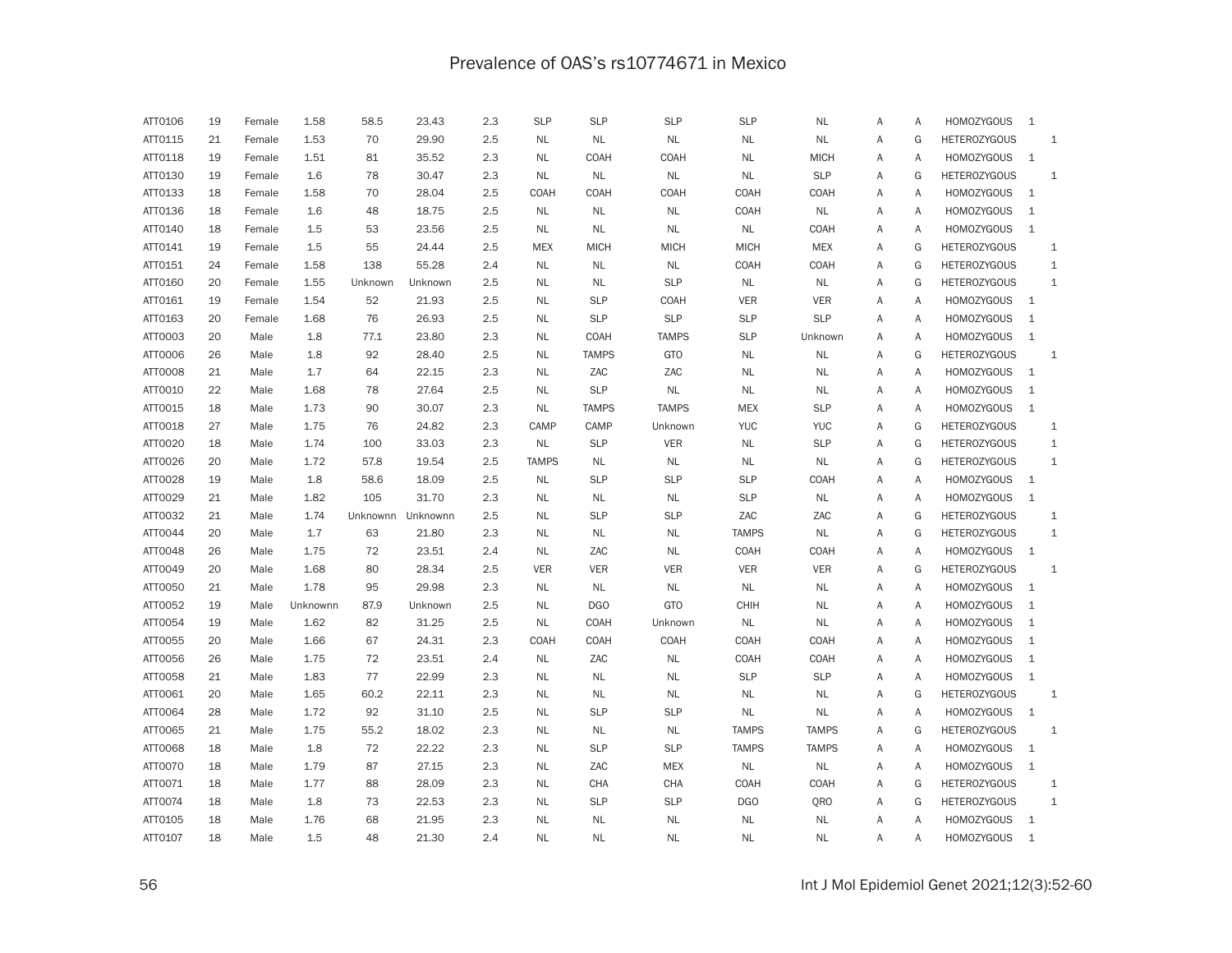| | | | | | | | | | | | | | | | | |
|---|---|---|---|---|---|---|---|---|---|---|---|---|---|---|---|---|
| ATT0106 | 19 | Female | 1.58 | 58.5 | 23.43 | 2.3 | SLP | SLP | SLP | SLP | NL | A | A | HOMOZYGOUS | 1 | |
| ATT0115 | 21 | Female | 1.53 | 70 | 29.90 | 2.5 | NL | NL | NL | NL | NL | A | G | HETEROZYGOUS | | 1 |
| ATT0118 | 19 | Female | 1.51 | 81 | 35.52 | 2.3 | NL | COAH | COAH | NL | MICH | A | A | HOMOZYGOUS | 1 | |
| ATT0130 | 19 | Female | 1.6 | 78 | 30.47 | 2.3 | NL | NL | NL | NL | SLP | A | G | HETEROZYGOUS | | 1 |
| ATT0133 | 18 | Female | 1.58 | 70 | 28.04 | 2.5 | COAH | COAH | COAH | COAH | COAH | A | A | HOMOZYGOUS | 1 | |
| ATT0136 | 18 | Female | 1.6 | 48 | 18.75 | 2.5 | NL | NL | NL | COAH | NL | A | A | HOMOZYGOUS | 1 | |
| ATT0140 | 18 | Female | 1.5 | 53 | 23.56 | 2.5 | NL | NL | NL | NL | COAH | A | A | HOMOZYGOUS | 1 | |
| ATT0141 | 19 | Female | 1.5 | 55 | 24.44 | 2.5 | MEX | MICH | MICH | MICH | MEX | A | G | HETEROZYGOUS | | 1 |
| ATT0151 | 24 | Female | 1.58 | 138 | 55.28 | 2.4 | NL | NL | NL | COAH | COAH | A | G | HETEROZYGOUS | | 1 |
| ATT0160 | 20 | Female | 1.55 | Unknown | Unknown | 2.5 | NL | NL | SLP | NL | NL | A | G | HETEROZYGOUS | | 1 |
| ATT0161 | 19 | Female | 1.54 | 52 | 21.93 | 2.5 | NL | SLP | COAH | VER | VER | A | A | HOMOZYGOUS | 1 | |
| ATT0163 | 20 | Female | 1.68 | 76 | 26.93 | 2.5 | NL | SLP | SLP | SLP | SLP | A | A | HOMOZYGOUS | 1 | |
| ATT0003 | 20 | Male | 1.8 | 77.1 | 23.80 | 2.3 | NL | COAH | TAMPS | SLP | Unknown | A | A | HOMOZYGOUS | 1 | |
| ATT0006 | 26 | Male | 1.8 | 92 | 28.40 | 2.5 | NL | TAMPS | GTO | NL | NL | A | G | HETEROZYGOUS | | 1 |
| ATT0008 | 21 | Male | 1.7 | 64 | 22.15 | 2.3 | NL | ZAC | ZAC | NL | NL | A | A | HOMOZYGOUS | 1 | |
| ATT0010 | 22 | Male | 1.68 | 78 | 27.64 | 2.5 | NL | SLP | NL | NL | NL | A | A | HOMOZYGOUS | 1 | |
| ATT0015 | 18 | Male | 1.73 | 90 | 30.07 | 2.3 | NL | TAMPS | TAMPS | MEX | SLP | A | A | HOMOZYGOUS | 1 | |
| ATT0018 | 27 | Male | 1.75 | 76 | 24.82 | 2.3 | CAMP | CAMP | Unknown | YUC | YUC | A | G | HETEROZYGOUS | | 1 |
| ATT0020 | 18 | Male | 1.74 | 100 | 33.03 | 2.3 | NL | SLP | VER | NL | SLP | A | G | HETEROZYGOUS | | 1 |
| ATT0026 | 20 | Male | 1.72 | 57.8 | 19.54 | 2.5 | TAMPS | NL | NL | NL | NL | A | G | HETEROZYGOUS | | 1 |
| ATT0028 | 19 | Male | 1.8 | 58.6 | 18.09 | 2.5 | NL | SLP | SLP | SLP | COAH | A | A | HOMOZYGOUS | 1 | |
| ATT0029 | 21 | Male | 1.82 | 105 | 31.70 | 2.3 | NL | NL | NL | SLP | NL | A | A | HOMOZYGOUS | 1 | |
| ATT0032 | 21 | Male | 1.74 | Unknownn | Unknownn | 2.5 | NL | SLP | SLP | ZAC | ZAC | A | G | HETEROZYGOUS | | 1 |
| ATT0044 | 20 | Male | 1.7 | 63 | 21.80 | 2.3 | NL | NL | NL | TAMPS | NL | A | G | HETEROZYGOUS | | 1 |
| ATT0048 | 26 | Male | 1.75 | 72 | 23.51 | 2.4 | NL | ZAC | NL | COAH | COAH | A | A | HOMOZYGOUS | 1 | |
| ATT0049 | 20 | Male | 1.68 | 80 | 28.34 | 2.5 | VER | VER | VER | VER | VER | A | G | HETEROZYGOUS | | 1 |
| ATT0050 | 21 | Male | 1.78 | 95 | 29.98 | 2.3 | NL | NL | NL | NL | NL | A | A | HOMOZYGOUS | 1 | |
| ATT0052 | 19 | Male | Unknownn | 87.9 | Unknown | 2.5 | NL | DGO | GTO | CHIH | NL | A | A | HOMOZYGOUS | 1 | |
| ATT0054 | 19 | Male | 1.62 | 82 | 31.25 | 2.5 | NL | COAH | Unknown | NL | NL | A | A | HOMOZYGOUS | 1 | |
| ATT0055 | 20 | Male | 1.66 | 67 | 24.31 | 2.3 | COAH | COAH | COAH | COAH | COAH | A | A | HOMOZYGOUS | 1 | |
| ATT0056 | 26 | Male | 1.75 | 72 | 23.51 | 2.4 | NL | ZAC | NL | COAH | COAH | A | A | HOMOZYGOUS | 1 | |
| ATT0058 | 21 | Male | 1.83 | 77 | 22.99 | 2.3 | NL | NL | NL | SLP | SLP | A | A | HOMOZYGOUS | 1 | |
| ATT0061 | 20 | Male | 1.65 | 60.2 | 22.11 | 2.3 | NL | NL | NL | NL | NL | A | G | HETEROZYGOUS | | 1 |
| ATT0064 | 28 | Male | 1.72 | 92 | 31.10 | 2.5 | NL | SLP | SLP | NL | NL | A | A | HOMOZYGOUS | 1 | |
| ATT0065 | 21 | Male | 1.75 | 55.2 | 18.02 | 2.3 | NL | NL | NL | TAMPS | TAMPS | A | G | HETEROZYGOUS | | 1 |
| ATT0068 | 18 | Male | 1.8 | 72 | 22.22 | 2.3 | NL | SLP | SLP | TAMPS | TAMPS | A | A | HOMOZYGOUS | 1 | |
| ATT0070 | 18 | Male | 1.79 | 87 | 27.15 | 2.3 | NL | ZAC | MEX | NL | NL | A | A | HOMOZYGOUS | 1 | |
| ATT0071 | 18 | Male | 1.77 | 88 | 28.09 | 2.3 | NL | CHA | CHA | COAH | COAH | A | G | HETEROZYGOUS | | 1 |
| ATT0074 | 18 | Male | 1.8 | 73 | 22.53 | 2.3 | NL | SLP | SLP | DGO | QRO | A | G | HETEROZYGOUS | | 1 |
| ATT0105 | 18 | Male | 1.76 | 68 | 21.95 | 2.3 | NL | NL | NL | NL | NL | A | A | HOMOZYGOUS | 1 | |
| ATT0107 | 18 | Male | 1.5 | 48 | 21.30 | 2.4 | NL | NL | NL | NL | NL | A | A | HOMOZYGOUS | 1 | |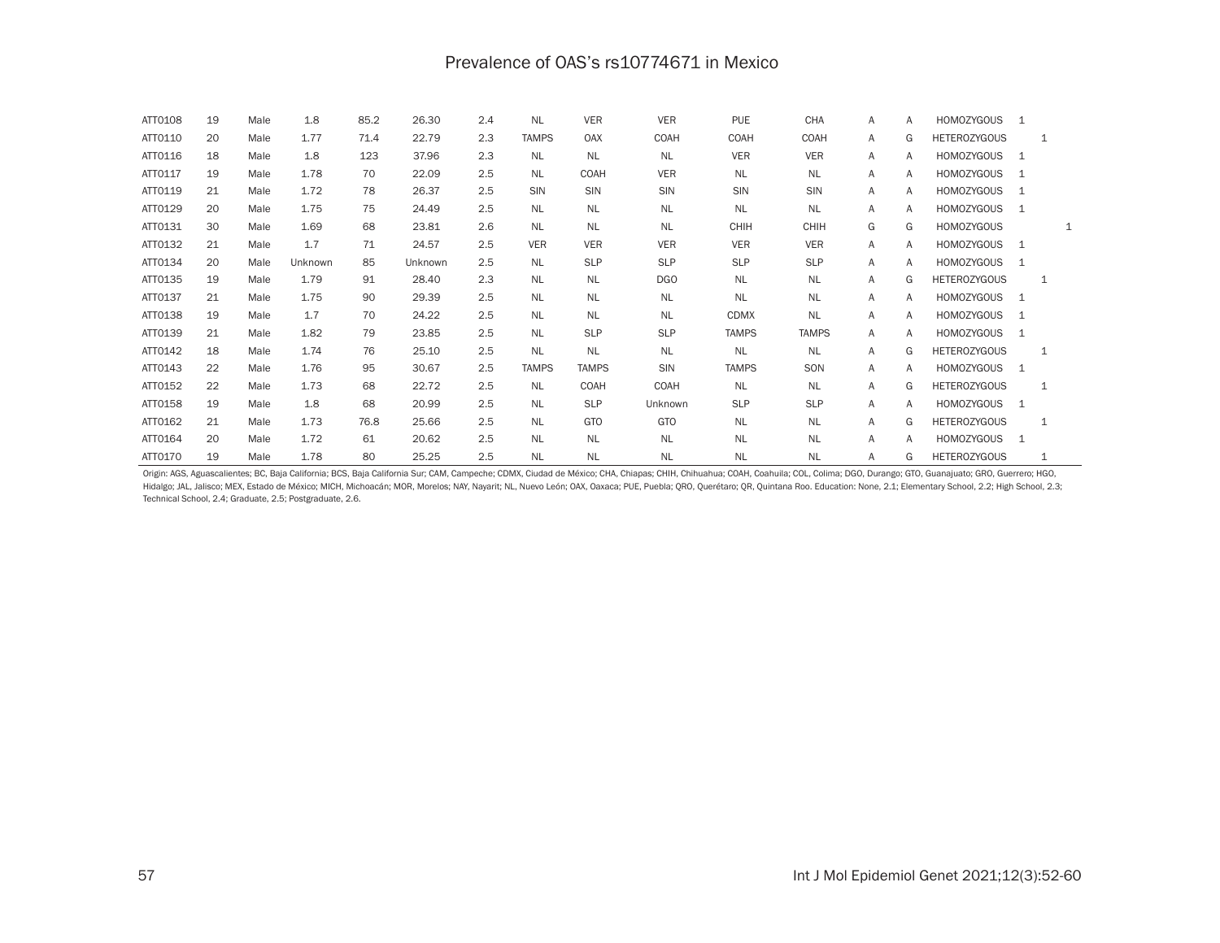| | | | | | | | | | | | | | | | | | |
|---|---|---|---|---|---|---|---|---|---|---|---|---|---|---|---|---|---|
| ATT0108 | 19 | Male | 1.8 | 85.2 | 26.30 | 2.4 | NL | VER | VER | PUE | CHA | A | A | HOMOZYGOUS | 1 | | |
| ATT0110 | 20 | Male | 1.77 | 71.4 | 22.79 | 2.3 | TAMPS | OAX | COAH | COAH | COAH | A | G | HETEROZYGOUS | | 1 | |
| ATT0116 | 18 | Male | 1.8 | 123 | 37.96 | 2.3 | NL | NL | NL | VER | VER | A | A | HOMOZYGOUS | 1 | | |
| ATT0117 | 19 | Male | 1.78 | 70 | 22.09 | 2.5 | NL | COAH | VER | NL | NL | A | A | HOMOZYGOUS | 1 | | |
| ATT0119 | 21 | Male | 1.72 | 78 | 26.37 | 2.5 | SIN | SIN | SIN | SIN | SIN | A | A | HOMOZYGOUS | 1 | | |
| ATT0129 | 20 | Male | 1.75 | 75 | 24.49 | 2.5 | NL | NL | NL | NL | NL | A | A | HOMOZYGOUS | 1 | | |
| ATT0131 | 30 | Male | 1.69 | 68 | 23.81 | 2.6 | NL | NL | NL | CHIH | CHIH | G | G | HOMOZYGOUS | | | 1 |
| ATT0132 | 21 | Male | 1.7 | 71 | 24.57 | 2.5 | VER | VER | VER | VER | VER | A | A | HOMOZYGOUS | 1 | | |
| ATT0134 | 20 | Male | Unknown | 85 | Unknown | 2.5 | NL | SLP | SLP | SLP | SLP | A | A | HOMOZYGOUS | 1 | | |
| ATT0135 | 19 | Male | 1.79 | 91 | 28.40 | 2.3 | NL | NL | DGO | NL | NL | A | G | HETEROZYGOUS | | 1 | |
| ATT0137 | 21 | Male | 1.75 | 90 | 29.39 | 2.5 | NL | NL | NL | NL | NL | A | A | HOMOZYGOUS | 1 | | |
| ATT0138 | 19 | Male | 1.7 | 70 | 24.22 | 2.5 | NL | NL | NL | CDMX | NL | A | A | HOMOZYGOUS | 1 | | |
| ATT0139 | 21 | Male | 1.82 | 79 | 23.85 | 2.5 | NL | SLP | SLP | TAMPS | TAMPS | A | A | HOMOZYGOUS | 1 | | |
| ATT0142 | 18 | Male | 1.74 | 76 | 25.10 | 2.5 | NL | NL | NL | NL | NL | A | G | HETEROZYGOUS | | 1 | |
| ATT0143 | 22 | Male | 1.76 | 95 | 30.67 | 2.5 | TAMPS | TAMPS | SIN | TAMPS | SON | A | A | HOMOZYGOUS | 1 | | |
| ATT0152 | 22 | Male | 1.73 | 68 | 22.72 | 2.5 | NL | COAH | COAH | NL | NL | A | G | HETEROZYGOUS | | 1 | |
| ATT0158 | 19 | Male | 1.8 | 68 | 20.99 | 2.5 | NL | SLP | Unknown | SLP | SLP | A | A | HOMOZYGOUS | 1 | | |
| ATT0162 | 21 | Male | 1.73 | 76.8 | 25.66 | 2.5 | NL | GTO | GTO | NL | NL | A | G | HETEROZYGOUS | | 1 | |
| ATT0164 | 20 | Male | 1.72 | 61 | 20.62 | 2.5 | NL | NL | NL | NL | NL | A | A | HOMOZYGOUS | 1 | | |
| ATT0170 | 19 | Male | 1.78 | 80 | 25.25 | 2.5 | NL | NL | NL | NL | NL | A | G | HETEROZYGOUS | | 1 | |

Origin: AGS, Aguascalientes; BC, Baja California; BCS, Baja California Sur; CAM, Campeche; CDMX, Ciudad de México; CHA, Chiapas; CHIH, Chihuahua; COAH, Coahuila; COL, Colima; DGO, Durango; GTO, Guanajuato; GRO, Guerrero; HGO, Hidalgo; JAL, Jalisco; MEX, Estado de México; MICH, Michoacán; MOR, Morelos; NAY, Nayarit; NL, Nuevo León; OAX, Oaxaca; PUE, Puebla; QRO, Querétaro; QR, Quintana Roo. Education: None, 2.1; Elementary School, 2.2; High School, 2.3; Technical School, 2.4; Graduate, 2.5; Postgraduate, 2.6.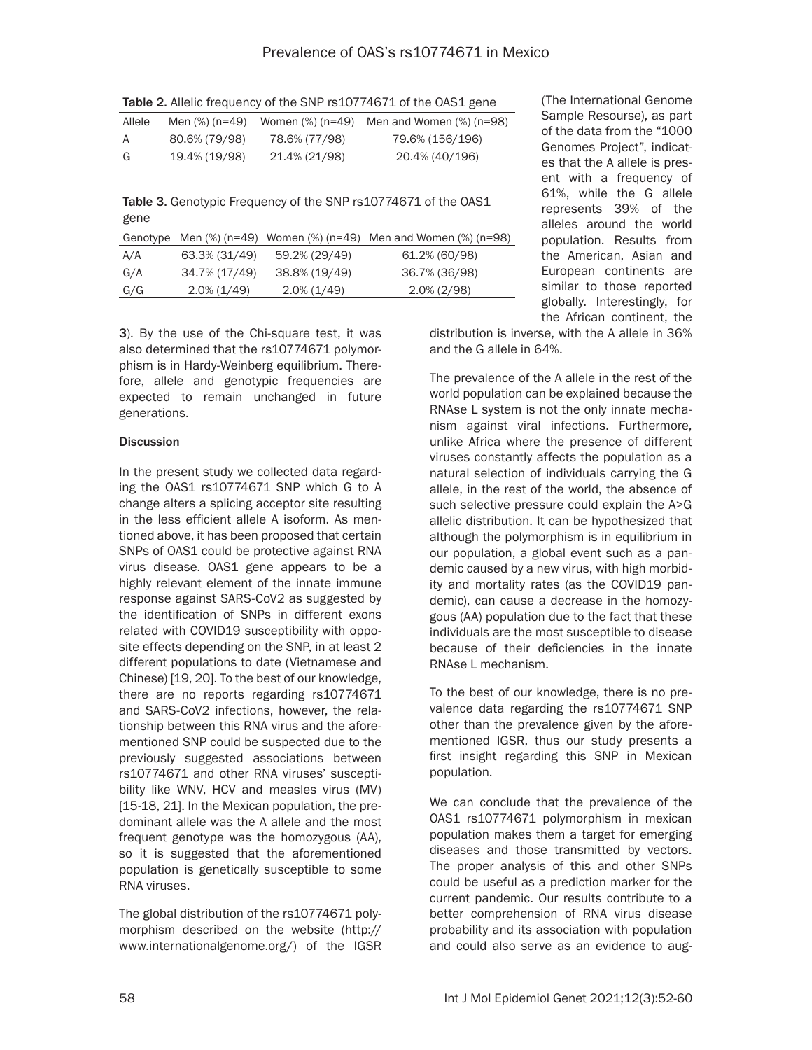Table 2. Allelic frequency of the SNP rs10774671 of the OAS1 gene

| Allele | Men (%) (n=49) | Women (%) (n=49) | Men and Women (%) (n=98) |
|---|---|---|---|
| A | 80.6% (79/98) | 78.6% (77/98) | 79.6% (156/196) |
| G | 19.4% (19/98) | 21.4% (21/98) | 20.4% (40/196) |

Table 3. Genotypic Frequency of the SNP rs10774671 of the OAS1 gene

| Genotype | Men (%) (n=49) | Women (%) (n=49) | Men and Women (%) (n=98) |
|---|---|---|---|
| A/A | 63.3% (31/49) | 59.2% (29/49) | 61.2% (60/98) |
| G/A | 34.7% (17/49) | 38.8% (19/49) | 36.7% (36/98) |
| G/G | 2.0% (1/49) | 2.0% (1/49) | 2.0% (2/98) |

3). By the use of the Chi-square test, it was also determined that the rs10774671 polymorphism is in Hardy-Weinberg equilibrium. Therefore, allele and genotypic frequencies are expected to remain unchanged in future generations.

## Discussion

In the present study we collected data regarding the OAS1 rs10774671 SNP which G to A change alters a splicing acceptor site resulting in the less efficient allele A isoform. As mentioned above, it has been proposed that certain SNPs of OAS1 could be protective against RNA virus disease. OAS1 gene appears to be a highly relevant element of the innate immune response against SARS-CoV2 as suggested by the identification of SNPs in different exons related with COVID19 susceptibility with opposite effects depending on the SNP, in at least 2 different populations to date (Vietnamese and Chinese) [19, 20]. To the best of our knowledge, there are no reports regarding rs10774671 and SARS-CoV2 infections, however, the relationship between this RNA virus and the aforementioned SNP could be suspected due to the previously suggested associations between rs10774671 and other RNA viruses' susceptibility like WNV, HCV and measles virus (MV) [15-18, 21]. In the Mexican population, the predominant allele was the A allele and the most frequent genotype was the homozygous (AA), so it is suggested that the aforementioned population is genetically susceptible to some RNA viruses.

The global distribution of the rs10774671 polymorphism described on the website (http://www.internationalgenome.org/) of the IGSR (The International Genome Sample Resourse), as part of the data from the "1000 Genomes Project", indicates that the A allele is present with a frequency of 61%, while the G allele represents 39% of the alleles around the world population. Results from the American, Asian and European continents are similar to those reported globally. Interestingly, for the African continent, the distribution is inverse, with the A allele in 36% and the G allele in 64%.

The prevalence of the A allele in the rest of the world population can be explained because the RNAse L system is not the only innate mechanism against viral infections. Furthermore, unlike Africa where the presence of different viruses constantly affects the population as a natural selection of individuals carrying the G allele, in the rest of the world, the absence of such selective pressure could explain the A>G allelic distribution. It can be hypothesized that although the polymorphism is in equilibrium in our population, a global event such as a pandemic caused by a new virus, with high morbidity and mortality rates (as the COVID19 pandemic), can cause a decrease in the homozygous (AA) population due to the fact that these individuals are the most susceptible to disease because of their deficiencies in the innate RNAse L mechanism.

To the best of our knowledge, there is no prevalence data regarding the rs10774671 SNP other than the prevalence given by the aforementioned IGSR, thus our study presents a first insight regarding this SNP in Mexican population.

We can conclude that the prevalence of the OAS1 rs10774671 polymorphism in mexican population makes them a target for emerging diseases and those transmitted by vectors. The proper analysis of this and other SNPs could be useful as a prediction marker for the current pandemic. Our results contribute to a better comprehension of RNA virus disease probability and its association with population and could also serve as an evidence to aug-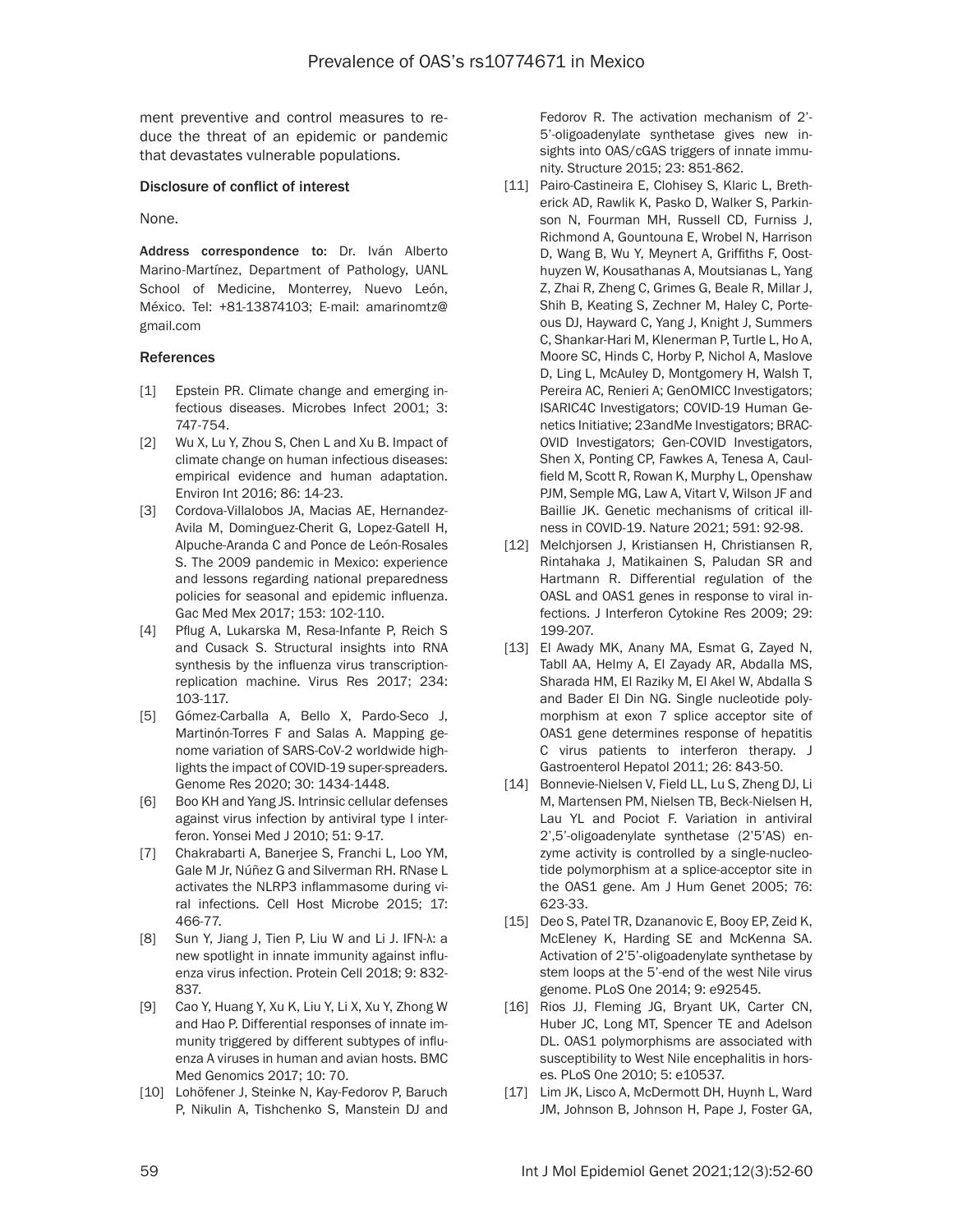ment preventive and control measures to reduce the threat of an epidemic or pandemic that devastates vulnerable populations.

#### Disclosure of conflict of interest

None.

**Address correspondence to:** Dr. Iván Alberto Marino-Martínez, Department of Pathology, UANL School of Medicine, Monterrey, Nuevo León, México. Tel: +81-13874103; E-mail: amarinomtz@gmail.com

#### References

[1] Epstein PR. Climate change and emerging infectious diseases. Microbes Infect 2001; 3: 747-754.

[2] Wu X, Lu Y, Zhou S, Chen L and Xu B. Impact of climate change on human infectious diseases: empirical evidence and human adaptation. Environ Int 2016; 86: 14-23.

[3] Cordova-Villalobos JA, Macias AE, Hernandez-Avila M, Dominguez-Cherit G, Lopez-Gatell H, Alpuche-Aranda C and Ponce de León-Rosales S. The 2009 pandemic in Mexico: experience and lessons regarding national preparedness policies for seasonal and epidemic influenza. Gac Med Mex 2017; 153: 102-110.

[4] Pflug A, Lukarska M, Resa-Infante P, Reich S and Cusack S. Structural insights into RNA synthesis by the influenza virus transcription-replication machine. Virus Res 2017; 234: 103-117.

[5] Gómez-Carballa A, Bello X, Pardo-Seco J, Martinón-Torres F and Salas A. Mapping genome variation of SARS-CoV-2 worldwide highlights the impact of COVID-19 super-spreaders. Genome Res 2020; 30: 1434-1448.

[6] Boo KH and Yang JS. Intrinsic cellular defenses against virus infection by antiviral type I interferon. Yonsei Med J 2010; 51: 9-17.

[7] Chakrabarti A, Banerjee S, Franchi L, Loo YM, Gale M Jr, Núñez G and Silverman RH. RNase L activates the NLRP3 inflammasome during viral infections. Cell Host Microbe 2015; 17: 466-77.

[8] Sun Y, Jiang J, Tien P, Liu W and Li J. IFN-λ: a new spotlight in innate immunity against influenza virus infection. Protein Cell 2018; 9: 832-837.

[9] Cao Y, Huang Y, Xu K, Liu Y, Li X, Xu Y, Zhong W and Hao P. Differential responses of innate immunity triggered by different subtypes of influenza A viruses in human and avian hosts. BMC Med Genomics 2017; 10: 70.

[10] Lohöfener J, Steinke N, Kay-Fedorov P, Baruch P, Nikulin A, Tishchenko S, Manstein DJ and Fedorov R. The activation mechanism of 2'-5'-oligoadenylate synthetase gives new insights into OAS/cGAS triggers of innate immunity. Structure 2015; 23: 851-862.

[11] Pairo-Castineira E, Clohisey S, Klaric L, Bretherick AD, Rawlik K, Pasko D, Walker S, Parkinson N, Fourman MH, Russell CD, Furniss J, Richmond A, Gountouna E, Wrobel N, Harrison D, Wang B, Wu Y, Meynert A, Griffiths F, Oosthuyzen W, Kousathanas A, Moutsianas L, Yang Z, Zhai R, Zheng C, Grimes G, Beale R, Millar J, Shih B, Keating S, Zechner M, Haley C, Porteous DJ, Hayward C, Yang J, Knight J, Summers C, Shankar-Hari M, Klenerman P, Turtle L, Ho A, Moore SC, Hinds C, Horby P, Nichol A, Maslove D, Ling L, McAuley D, Montgomery H, Walsh T, Pereira AC, Renieri A; GenOMICC Investigators; ISARIC4C Investigators; COVID-19 Human Genetics Initiative; 23andMe Investigators; BRACOVID Investigators; Gen-COVID Investigators, Shen X, Ponting CP, Fawkes A, Tenesa A, Caulfield M, Scott R, Rowan K, Murphy L, Openshaw PJM, Semple MG, Law A, Vitart V, Wilson JF and Baillie JK. Genetic mechanisms of critical illness in COVID-19. Nature 2021; 591: 92-98.

[12] Melchjorsen J, Kristiansen H, Christiansen R, Rintahaka J, Matikainen S, Paludan SR and Hartmann R. Differential regulation of the OASL and OAS1 genes in response to viral infections. J Interferon Cytokine Res 2009; 29: 199-207.

[13] El Awady MK, Anany MA, Esmat G, Zayed N, Tabll AA, Helmy A, El Zayady AR, Abdalla MS, Sharada HM, El Raziky M, El Akel W, Abdalla S and Bader El Din NG. Single nucleotide polymorphism at exon 7 splice acceptor site of OAS1 gene determines response of hepatitis C virus patients to interferon therapy. J Gastroenterol Hepatol 2011; 26: 843-50.

[14] Bonnevie-Nielsen V, Field LL, Lu S, Zheng DJ, Li M, Martensen PM, Nielsen TB, Beck-Nielsen H, Lau YL and Pociot F. Variation in antiviral 2',5'-oligoadenylate synthetase (2'5'AS) enzyme activity is controlled by a single-nucleotide polymorphism at a splice-acceptor site in the OAS1 gene. Am J Hum Genet 2005; 76: 623-33.

[15] Deo S, Patel TR, Dzananovic E, Booy EP, Zeid K, McEleney K, Harding SE and McKenna SA. Activation of 2'5'-oligoadenylate synthetase by stem loops at the 5'-end of the west Nile virus genome. PLoS One 2014; 9: e92545.

[16] Rios JJ, Fleming JG, Bryant UK, Carter CN, Huber JC, Long MT, Spencer TE and Adelson DL. OAS1 polymorphisms are associated with susceptibility to West Nile encephalitis in horses. PLoS One 2010; 5: e10537.

[17] Lim JK, Lisco A, McDermott DH, Huynh L, Ward JM, Johnson B, Johnson H, Pape J, Foster GA,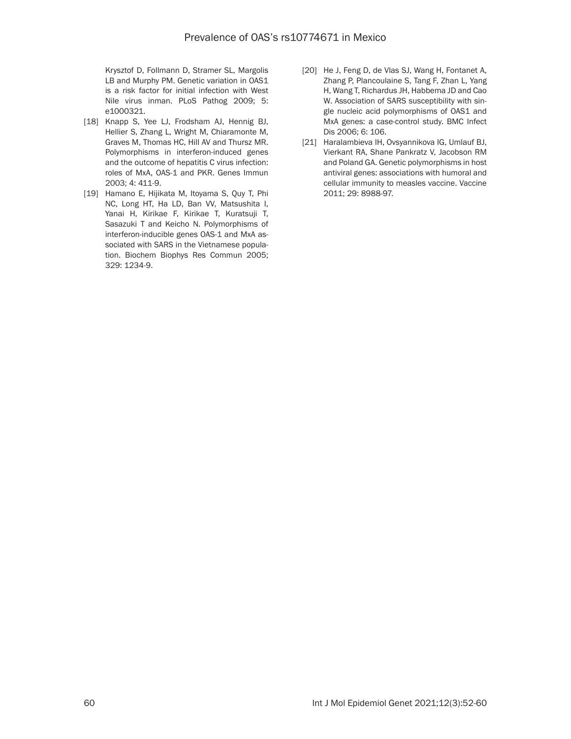Krysztof D, Follmann D, Stramer SL, Margolis LB and Murphy PM. Genetic variation in OAS1 is a risk factor for initial infection with West Nile virus inman. PLoS Pathog 2009; 5: e1000321.

[18] Knapp S, Yee LJ, Frodsham AJ, Hennig BJ, Hellier S, Zhang L, Wright M, Chiaramonte M, Graves M, Thomas HC, Hill AV and Thursz MR. Polymorphisms in interferon-induced genes and the outcome of hepatitis C virus infection: roles of MxA, OAS-1 and PKR. Genes Immun 2003; 4: 411-9.

[19] Hamano E, Hijikata M, Itoyama S, Quy T, Phi NC, Long HT, Ha LD, Ban VV, Matsushita I, Yanai H, Kirikae F, Kirikae T, Kuratsuji T, Sasazuki T and Keicho N. Polymorphisms of interferon-inducible genes OAS-1 and MxA associated with SARS in the Vietnamese population. Biochem Biophys Res Commun 2005; 329: 1234-9.

[20] He J, Feng D, de Vlas SJ, Wang H, Fontanet A, Zhang P, Plancoulaine S, Tang F, Zhan L, Yang H, Wang T, Richardus JH, Habbema JD and Cao W. Association of SARS susceptibility with single nucleic acid polymorphisms of OAS1 and MxA genes: a case-control study. BMC Infect Dis 2006; 6: 106.

[21] Haralambieva IH, Ovsyannikova IG, Umlauf BJ, Vierkant RA, Shane Pankratz V, Jacobson RM and Poland GA. Genetic polymorphisms in host antiviral genes: associations with humoral and cellular immunity to measles vaccine. Vaccine 2011; 29: 8988-97.